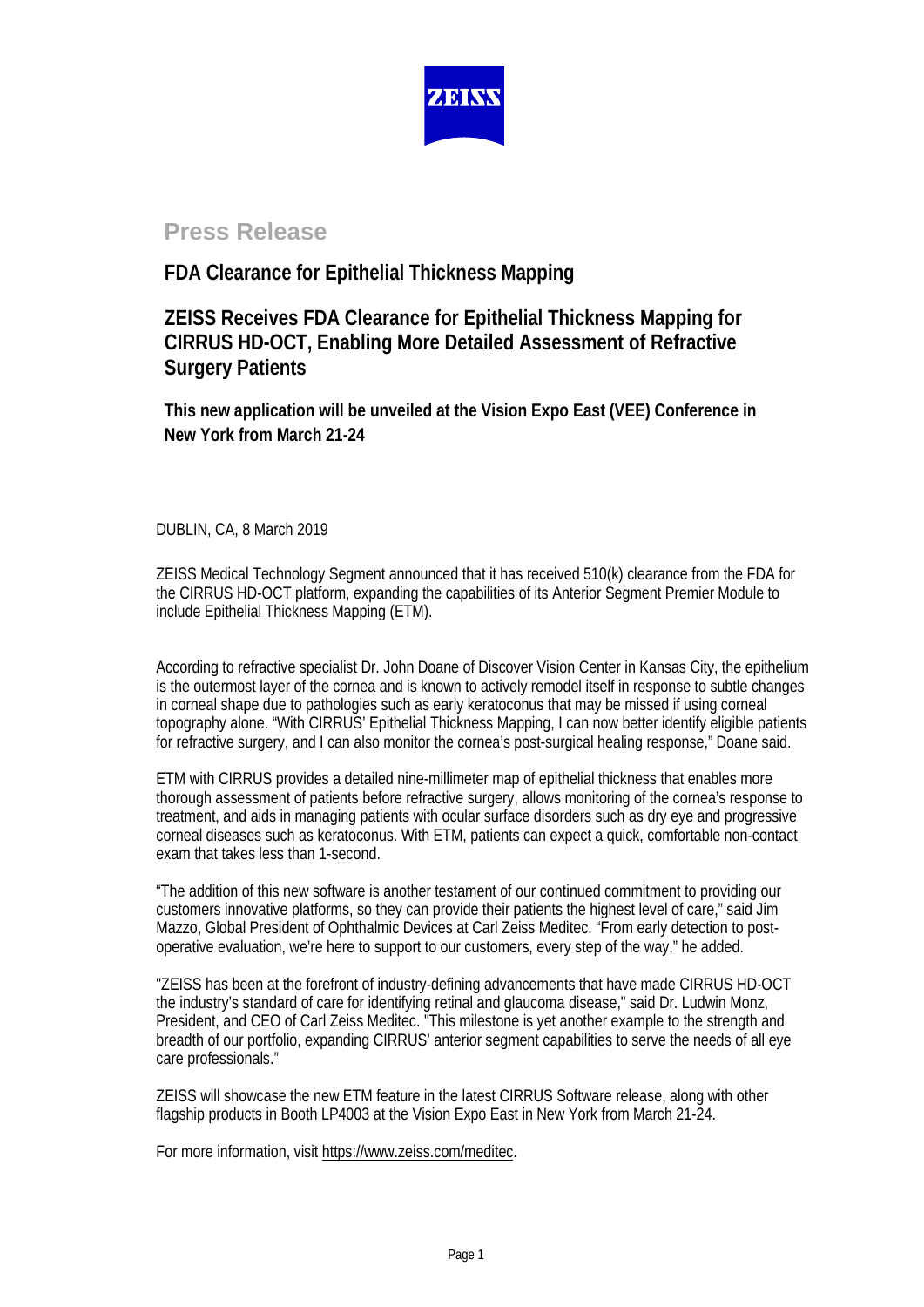# Press Release

## FDA Clearance for Epithelial Thickness Mapping

## ZEISS Receives FDA Clearance for Epithelial Thickness Mapping for CIRRUS HD-OCT, Enabling More Detailed Assessment of Refractive Surgery Patients

**This new application will be unveiled at the Vision Expo East (VEE) Conference in New York from March 21-24**

DUBLIN, CA, 8 March 2019

ZEISS Medical Technology Segment announced that it has received 510(k) clearance from the FDA for the CIRRUS HD-OCT platform, expanding the capabilities of its Anterior Segment Premier Module to include Epithelial Thickness Mapping (ETM).

According to refractive specialist Dr. John Doane of Discover Vision Center in Kansas City, the epithelium is the outermost layer of the cornea and is known to actively remodel itself in response to subtle changes in corneal shape due to pathologies such as early keratoconus that may be missed if using corneal topography alone. "With CIRRUS' Epithelial Thickness Mapping, I can now better identify eligible patients for refractive surgery, and I can also monitor the cornea's post-surgical healing response," Doane said.

ETM with CIRRUS provides a detailed nine-millimeter map of epithelial thickness that enables more thorough assessment of patients before refractive surgery, allows monitoring of the cornea's response to treatment, and aids in managing patients with ocular surface disorders such as dry eye and progressive corneal diseases such as keratoconus. With ETM, patients can expect a quick, comfortable non-contact exam that takes less than 1-second.

"The addition of this new software is another testament of our continued commitment to providing our customers innovative platforms, so they can provide their patients the highest level of care," said Jim Mazzo, Global President of Ophthalmic Devices at Carl Zeiss Meditec. "From early detection to post-operative evaluation, we're here to support to our customers, every step of the way," he added.

"ZEISS has been at the forefront of industry-defining advancements that have made CIRRUS HD-OCT the industry's standard of care for identifying retinal and glaucoma disease," said Dr. Ludwin Monz, President, and CEO of Carl Zeiss Meditec. "This milestone is yet another example to the strength and breadth of our portfolio, expanding CIRRUS' anterior segment capabilities to serve the needs of all eye care professionals."

ZEISS will showcase the new ETM feature in the latest CIRRUS Software release, along with other flagship products in Booth LP4003 at the Vision Expo East in New York from March 21-24.

For more information, visit https://www.zeiss.com/meditec.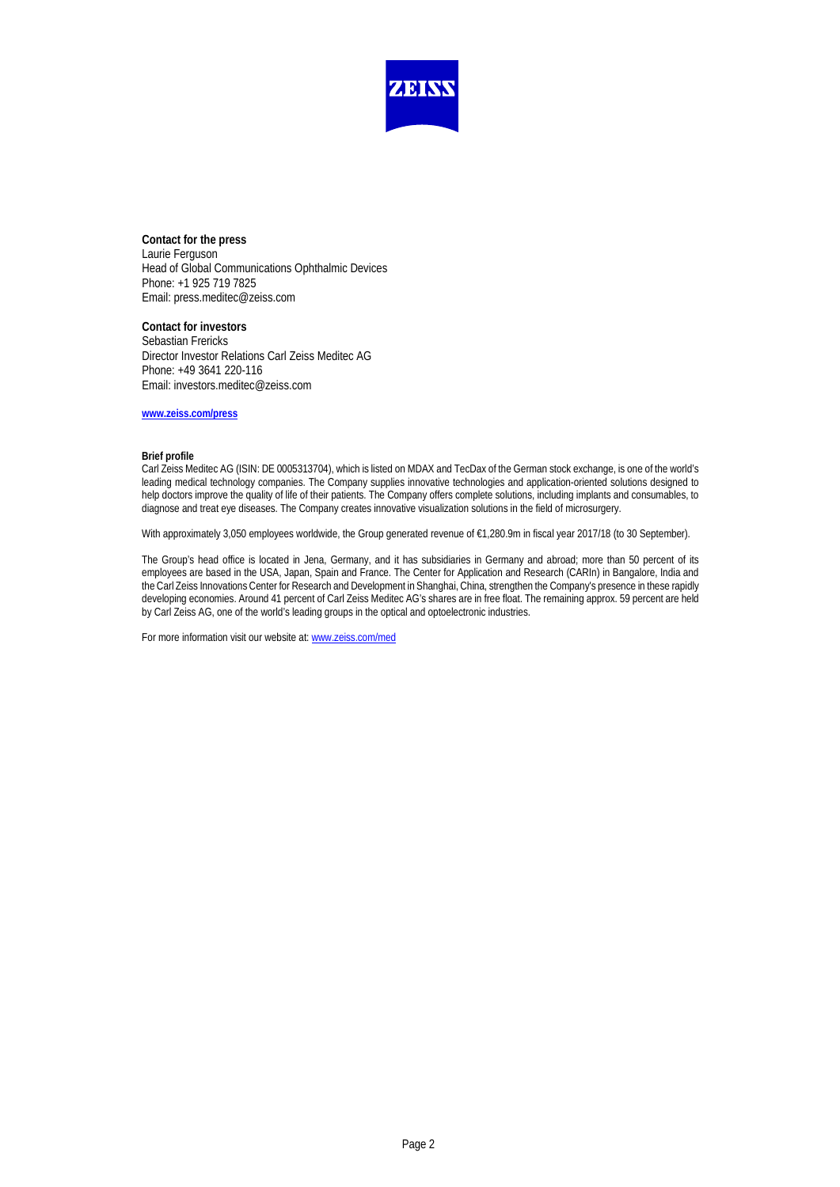**Contact for the press**
Laurie Ferguson
Head of Global Communications Ophthalmic Devices
Phone: +1 925 719 7825
Email: press.meditec@zeiss.com

**Contact for investors**
Sebastian Frericks
Director Investor Relations Carl Zeiss Meditec AG
Phone: +49 3641 220-116
Email: investors.meditec@zeiss.com

**www.zeiss.com/press**

**Brief profile**
Carl Zeiss Meditec AG (ISIN: DE 0005313704), which is listed on MDAX and TecDax of the German stock exchange, is one of the world's leading medical technology companies. The Company supplies innovative technologies and application-oriented solutions designed to help doctors improve the quality of life of their patients. The Company offers complete solutions, including implants and consumables, to diagnose and treat eye diseases. The Company creates innovative visualization solutions in the field of microsurgery.

With approximately 3,050 employees worldwide, the Group generated revenue of €1,280.9m in fiscal year 2017/18 (to 30 September).

The Group's head office is located in Jena, Germany, and it has subsidiaries in Germany and abroad; more than 50 percent of its employees are based in the USA, Japan, Spain and France. The Center for Application and Research (CARIn) in Bangalore, India and the Carl Zeiss Innovations Center for Research and Development in Shanghai, China, strengthen the Company's presence in these rapidly developing economies. Around 41 percent of Carl Zeiss Meditec AG's shares are in free float. The remaining approx. 59 percent are held by Carl Zeiss AG, one of the world's leading groups in the optical and optoelectronic industries.

For more information visit our website at: www.zeiss.com/med